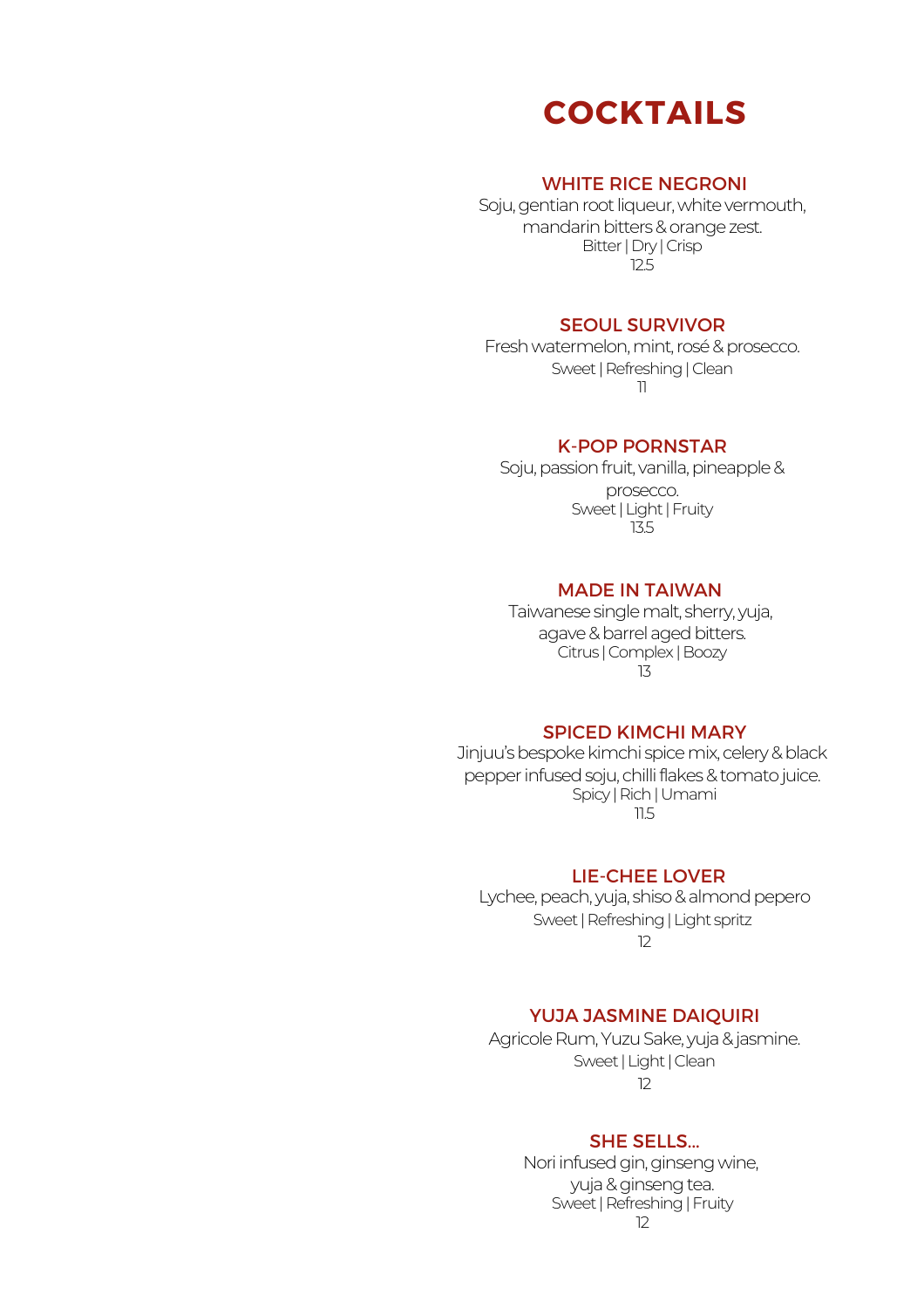# COCKTAILS

## WHITE RICE NEGRONI

Soju, gentian root liqueur, white vermouth, mandarin bitters & orange zest.

Bitter | Dry | Crisp

12.5

## SEOUL SURVIVOR

Fresh watermelon, mint, rosé & prosecco.

Sweet | Refreshing | Clean

11

## K-POP PORNSTAR

Soju, passion fruit, vanilla, pineapple & prosecco.

Sweet | Light | Fruity

13.5

## MADE IN TAIWAN

Taiwanese single malt, sherry, yuja, agave & barrel aged bitters.

Citrus | Complex | Boozy

13

## SPICED KIMCHI MARY

Jinjuu's bespoke kimchi spice mix, celery & black pepper infused soju, chilli flakes & tomato juice.

Spicy | Rich | Umami

11.5

## LIE-CHEE LOVER

Lychee, peach, yuja, shiso & almond pepero

Sweet | Refreshing | Light spritz

12

## YUJA JASMINE DAIQUIRI

Agricole Rum, Yuzu Sake, yuja & jasmine.

Sweet | Light | Clean

12

## SHE SELLS...

Nori infused gin, ginseng wine, yuja & ginseng tea.

Sweet | Refreshing | Fruity

12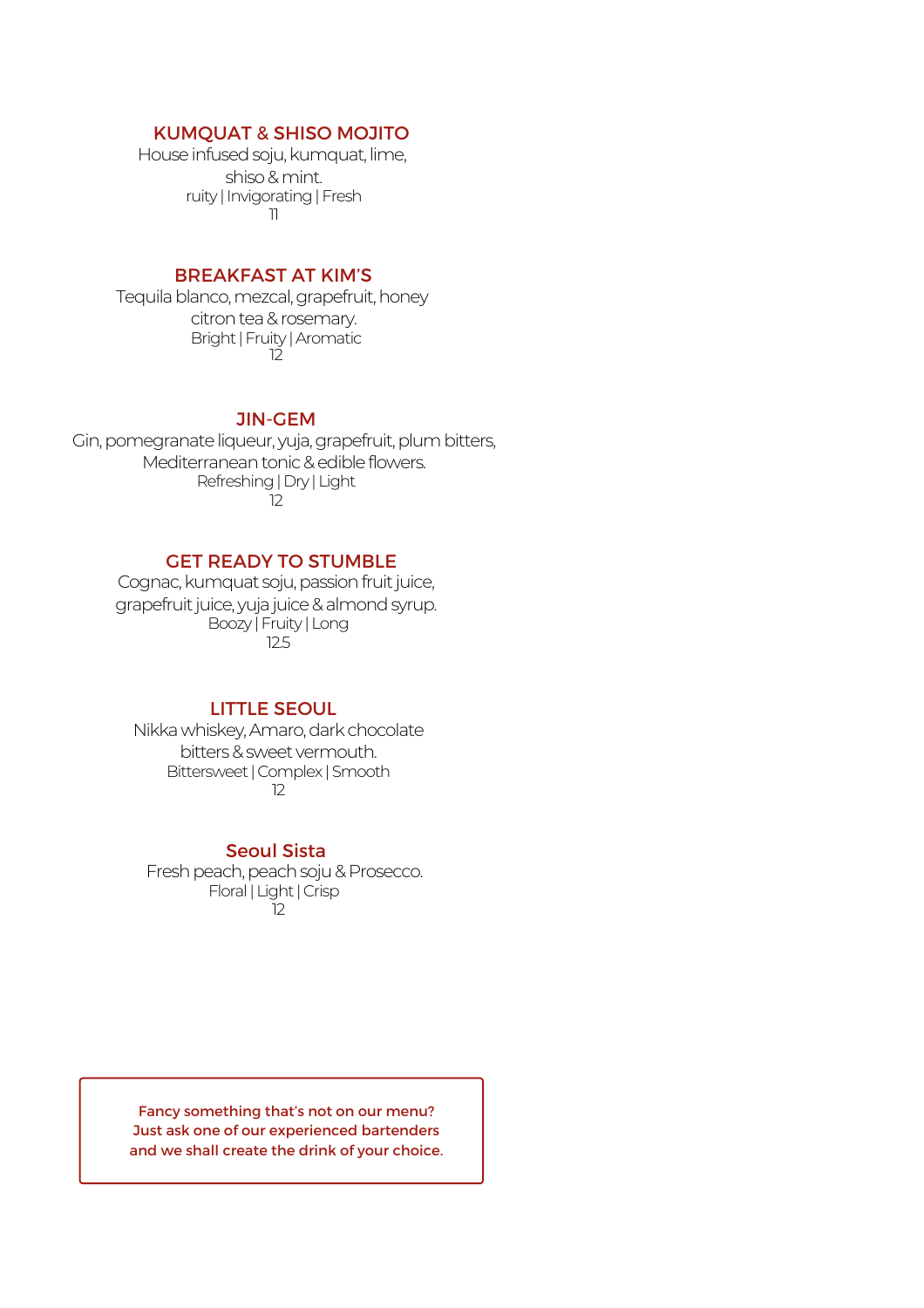## KUMQUAT & SHISO MOJITO

House infused soju, kumquat, lime, shiso & mint.

ruity | Invigorating | Fresh

11

## BREAKFAST AT KIM'S

Tequila blanco, mezcal, grapefruit, honey citron tea & rosemary.

Bright | Fruity | Aromatic

12

## JIN-GEM

Gin, pomegranate liqueur, yuja, grapefruit, plum bitters, Mediterranean tonic & edible flowers.

Refreshing | Dry | Light

12

## GET READY TO STUMBLE

Cognac, kumquat soju, passion fruit juice, grapefruit juice, yuja juice & almond syrup.

Boozy | Fruity | Long

12.5

## LITTLE SEOUL

Nikka whiskey, Amaro, dark chocolate bitters & sweet vermouth.

Bittersweet | Complex | Smooth

12

## Seoul Sista

Fresh peach, peach soju & Prosecco.

Floral | Light | Crisp

12

Fancy something that's not on our menu?
Just ask one of our experienced bartenders and we shall create the drink of your choice.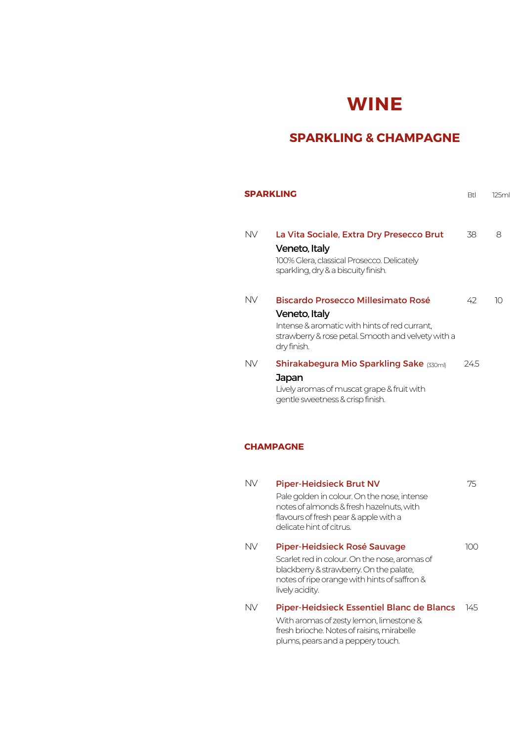# WINE

## SPARKLING & CHAMPAGNE

### SPARKLING

| | | Btl | 125ml |
|---|---|---|---|
| NV | **La Vita Sociale, Extra Dry Presecco Brut**<br>**Veneto, Italy**<br>100% Glera, classical Prosecco. Delicately sparkling, dry & a biscuity finish. | 38 | 8 |
| NV | **Biscardo Prosecco Millesimato Rosé**<br>**Veneto, Italy**<br>Intense & aromatic with hints of red currant, strawberry & rose petal. Smooth and velvety with a dry finish. | 42 | 10 |
| NV | **Shirakabegura Mio Sparkling Sake** (330ml)<br>**Japan**<br>Lively aromas of muscat grape & fruit with gentle sweetness & crisp finish. | 24.5 | |

### CHAMPAGNE

| | | Btl |
|---|---|---|
| NV | **Piper-Heidsieck Brut NV**<br>Pale golden in colour. On the nose, intense notes of almonds & fresh hazelnuts, with flavours of fresh pear & apple with a delicate hint of citrus. | 75 |
| NV | **Piper-Heidsieck Rosé Sauvage**<br>Scarlet red in colour. On the nose, aromas of blackberry & strawberry. On the palate, notes of ripe orange with hints of saffron & lively acidity. | 100 |
| NV | **Piper-Heidsieck Essentiel Blanc de Blancs**<br>With aromas of zesty lemon, limestone & fresh brioche. Notes of raisins, mirabelle plums, pears and a peppery touch. | 145 |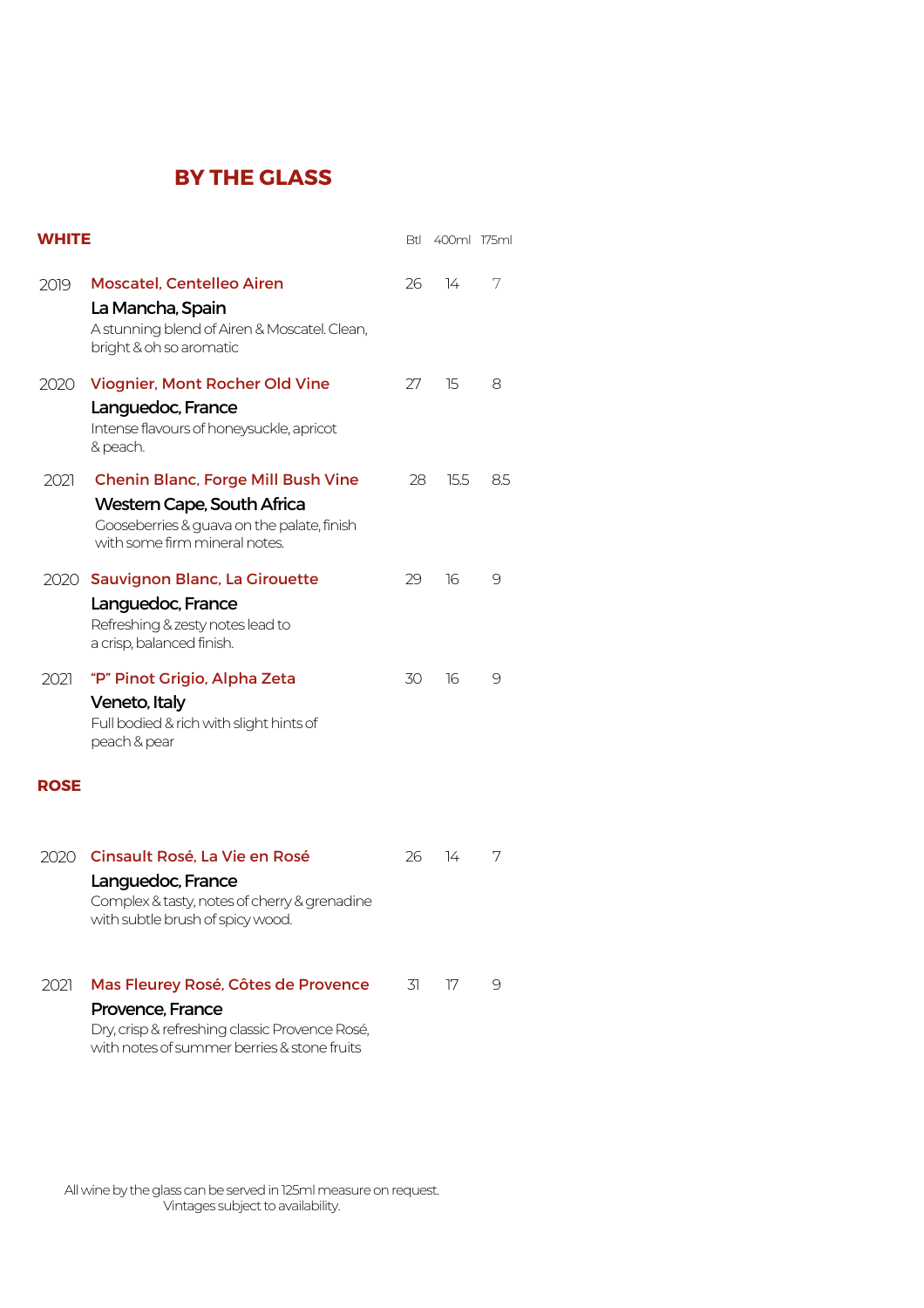# BY THE GLASS

## WHITE

| Vintage | Wine | Btl | 400ml | 175ml |
|---|---|---|---|---|
| 2019 | **Moscatel, Centelleo Airen**<br>La Mancha, Spain<br>A stunning blend of Airen & Moscatel. Clean, bright & oh so aromatic | 26 | 14 | 7 |
| 2020 | **Viognier, Mont Rocher Old Vine**<br>Languedoc, France<br>Intense flavours of honeysuckle, apricot & peach. | 27 | 15 | 8 |
| 2021 | **Chenin Blanc, Forge Mill Bush Vine**<br>Western Cape, South Africa<br>Gooseberries & guava on the palate, finish with some firm mineral notes. | 28 | 15.5 | 8.5 |
| 2020 | **Sauvignon Blanc, La Girouette**<br>Languedoc, France<br>Refreshing & zesty notes lead to a crisp, balanced finish. | 29 | 16 | 9 |
| 2021 | **"P" Pinot Grigio, Alpha Zeta**<br>Veneto, Italy<br>Full bodied & rich with slight hints of peach & pear | 30 | 16 | 9 |

## ROSE

| Vintage | Wine | Btl | 400ml | 175ml |
|---|---|---|---|---|
| 2020 | **Cinsault Rosé, La Vie en Rosé**<br>Languedoc, France<br>Complex & tasty, notes of cherry & grenadine with subtle brush of spicy wood. | 26 | 14 | 7 |
| 2021 | **Mas Fleurey Rosé, Côtes de Provence**<br>Provence, France<br>Dry, crisp & refreshing classic Provence Rosé, with notes of summer berries & stone fruits | 31 | 17 | 9 |

All wine by the glass can be served in 125ml measure on request.
Vintages subject to availability.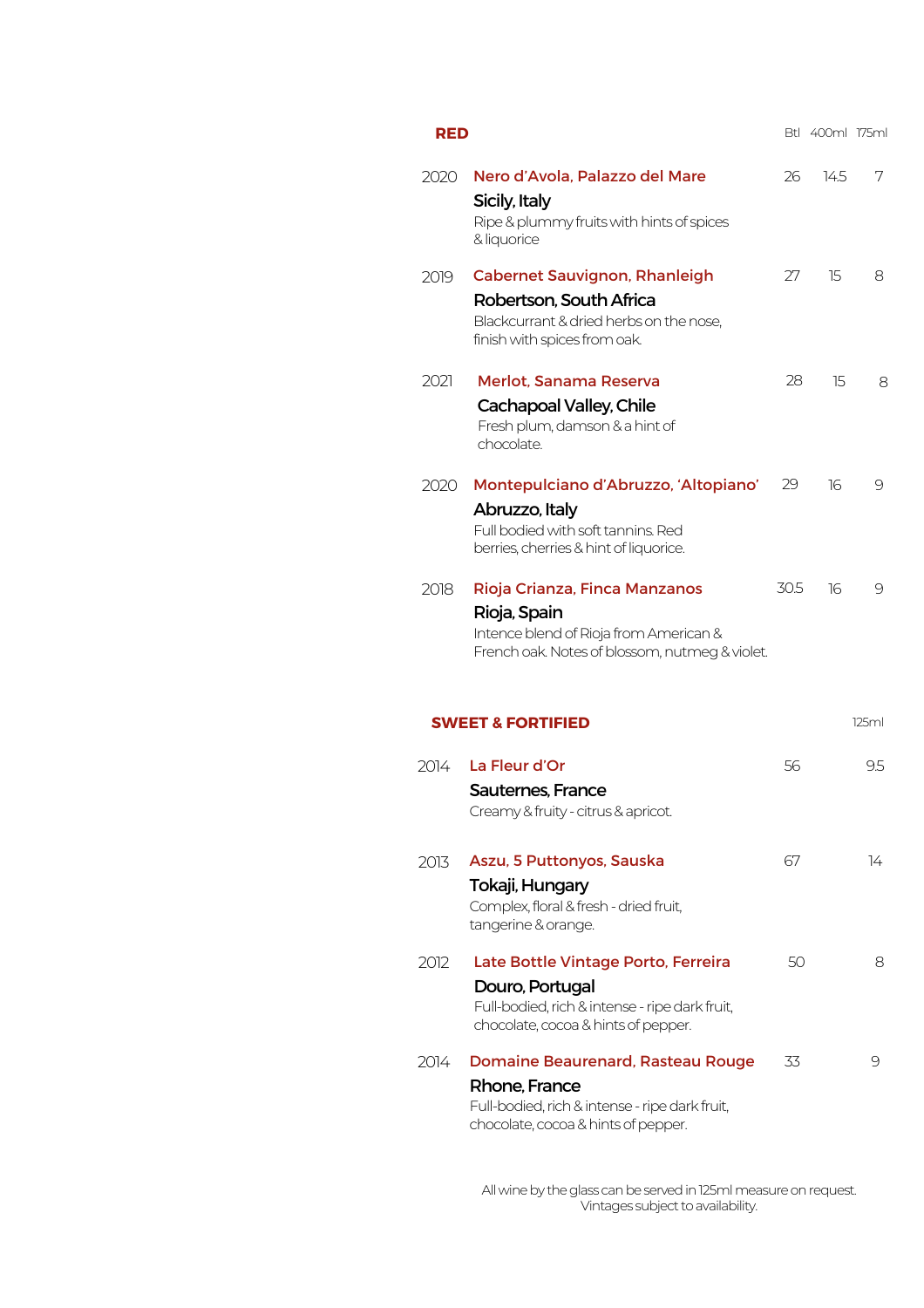## RED

| Vintage | Wine | Btl | 400ml | 175ml |
|---|---|---|---|---|
| 2020 | **Nero d'Avola, Palazzo del Mare**<br>**Sicily, Italy**<br>Ripe & plummy fruits with hints of spices & liquorice | 26 | 14.5 | 7 |
| 2019 | **Cabernet Sauvignon, Rhanleigh**<br>**Robertson, South Africa**<br>Blackcurrant & dried herbs on the nose, finish with spices from oak. | 27 | 15 | 8 |
| 2021 | **Merlot, Sanama Reserva**<br>**Cachapoal Valley, Chile**<br>Fresh plum, damson & a hint of chocolate. | 28 | 15 | 8 |
| 2020 | **Montepulciano d'Abruzzo, 'Altopiano'**<br>**Abruzzo, Italy**<br>Full bodied with soft tannins. Red berries, cherries & hint of liquorice. | 29 | 16 | 9 |
| 2018 | **Rioja Crianza, Finca Manzanos**<br>**Rioja, Spain**<br>Intence blend of Rioja from American & French oak. Notes of blossom, nutmeg & violet. | 30.5 | 16 | 9 |

## SWEET & FORTIFIED

| Vintage | Wine | Btl | 125ml |
|---|---|---|---|
| 2014 | **La Fleur d'Or**<br>**Sauternes, France**<br>Creamy & fruity - citrus & apricot. | 56 | 9.5 |
| 2013 | **Aszu, 5 Puttonyos, Sauska**<br>**Tokaji, Hungary**<br>Complex, floral & fresh - dried fruit, tangerine & orange. | 67 | 14 |
| 2012 | **Late Bottle Vintage Porto, Ferreira**<br>**Douro, Portugal**<br>Full-bodied, rich & intense - ripe dark fruit, chocolate, cocoa & hints of pepper. | 50 | 8 |
| 2014 | **Domaine Beaurenard, Rasteau Rouge**<br>**Rhone, France**<br>Full-bodied, rich & intense - ripe dark fruit, chocolate, cocoa & hints of pepper. | 33 | 9 |

All wine by the glass can be served in 125ml measure on request.
Vintages subject to availability.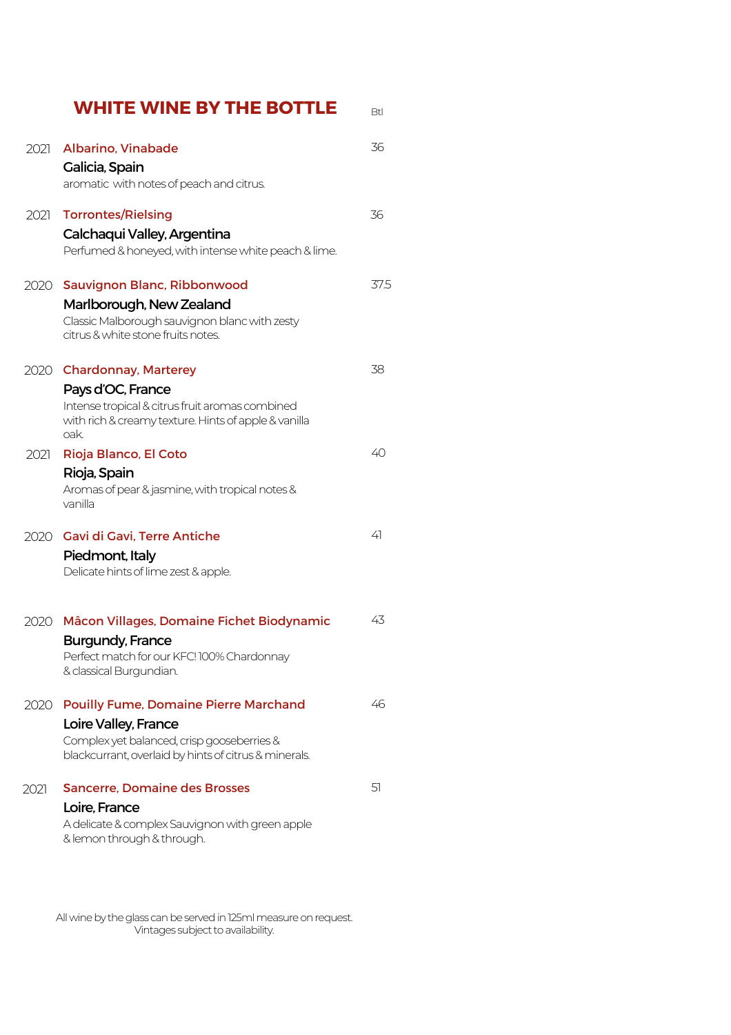# WHITE WINE BY THE BOTTLE

| | | Btl |
|---|---|---|
| 2021 | **Albarino, Vinabade**<br>**Galicia, Spain**<br>aromatic with notes of peach and citrus. | 36 |
| 2021 | **Torrontes/Rielsing**<br>**Calchaqui Valley, Argentina**<br>Perfumed & honeyed, with intense white peach & lime. | 36 |
| 2020 | **Sauvignon Blanc, Ribbonwood**<br>**Marlborough, New Zealand**<br>Classic Malborough sauvignon blanc with zesty citrus & white stone fruits notes. | 37.5 |
| 2020 | **Chardonnay, Marterey**<br>**Pays d'OC, France**<br>Intense tropical & citrus fruit aromas combined with rich & creamy texture. Hints of apple & vanilla oak. | 38 |
| 2021 | **Rioja Blanco, El Coto**<br>**Rioja, Spain**<br>Aromas of pear & jasmine, with tropical notes & vanilla | 40 |
| 2020 | **Gavi di Gavi, Terre Antiche**<br>**Piedmont, Italy**<br>Delicate hints of lime zest & apple. | 41 |
| 2020 | **Mâcon Villages, Domaine Fichet Biodynamic**<br>**Burgundy, France**<br>Perfect match for our KFC! 100% Chardonnay & classical Burgundian. | 43 |
| 2020 | **Pouilly Fume, Domaine Pierre Marchand**<br>**Loire Valley, France**<br>Complex yet balanced, crisp gooseberries & blackcurrant, overlaid by hints of citrus & minerals. | 46 |
| 2021 | **Sancerre, Domaine des Brosses**<br>**Loire, France**<br>A delicate & complex Sauvignon with green apple & lemon through & through. | 51 |

All wine by the glass can be served in 125ml measure on request.
Vintages subject to availability.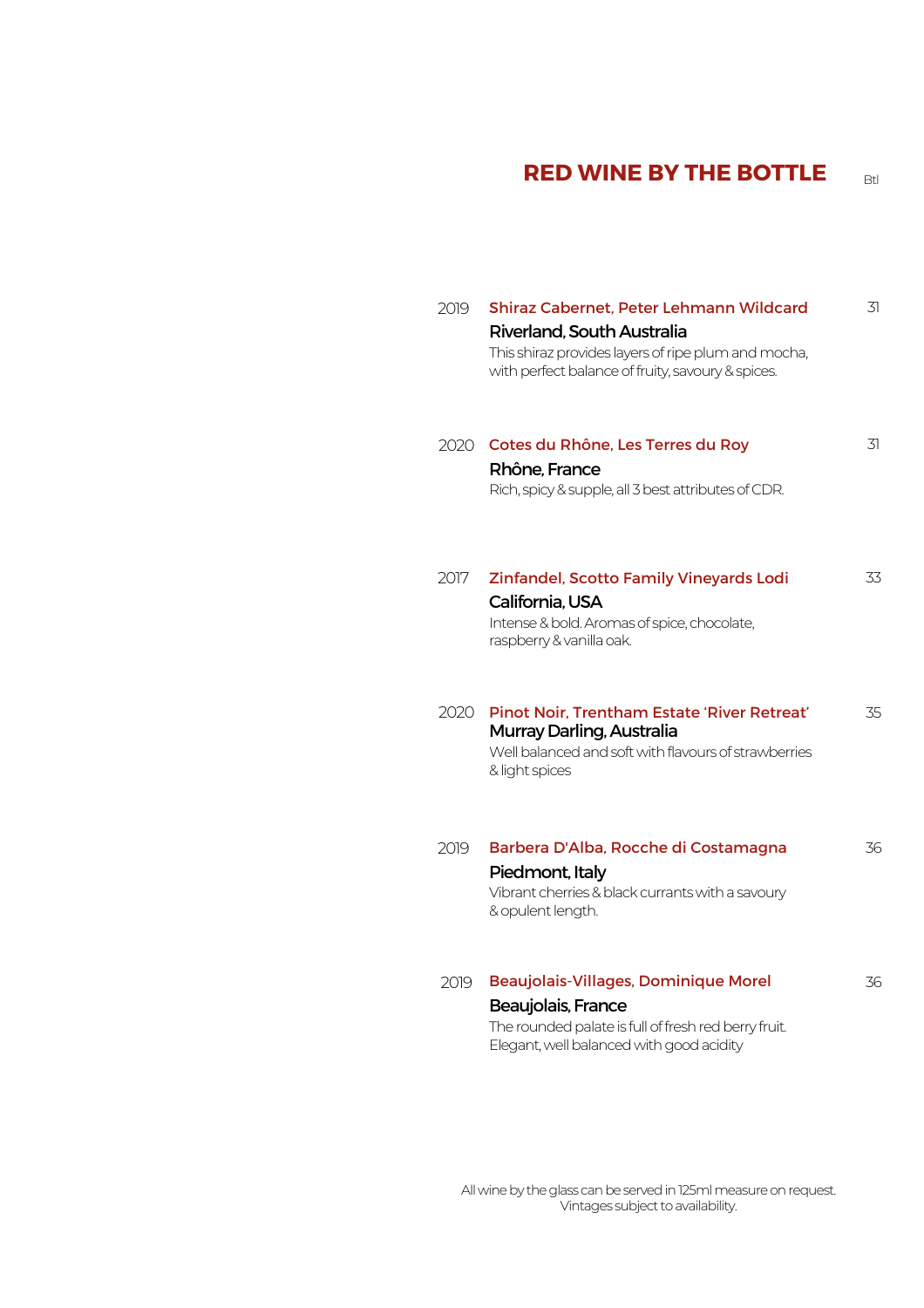# RED WINE BY THE BOTTLE

Btl

**2019 Shiraz Cabernet, Peter Lehmann Wildcard** — 31
**Riverland, South Australia**
This shiraz provides layers of ripe plum and mocha, with perfect balance of fruity, savoury & spices.

**2020 Cotes du Rhône, Les Terres du Roy** — 31
**Rhône, France**
Rich, spicy & supple, all 3 best attributes of CDR.

**2017 Zinfandel, Scotto Family Vineyards Lodi** — 33
**California, USA**
Intense & bold. Aromas of spice, chocolate, raspberry & vanilla oak.

**2020 Pinot Noir, Trentham Estate 'River Retreat'** — 35
**Murray Darling, Australia**
Well balanced and soft with flavours of strawberries & light spices

**2019 Barbera D'Alba, Rocche di Costamagna** — 36
**Piedmont, Italy**
Vibrant cherries & black currants with a savoury & opulent length.

**2019 Beaujolais-Villages, Dominique Morel** — 36
**Beaujolais, France**
The rounded palate is full of fresh red berry fruit. Elegant, well balanced with good acidity

All wine by the glass can be served in 125ml measure on request.
Vintages subject to availability.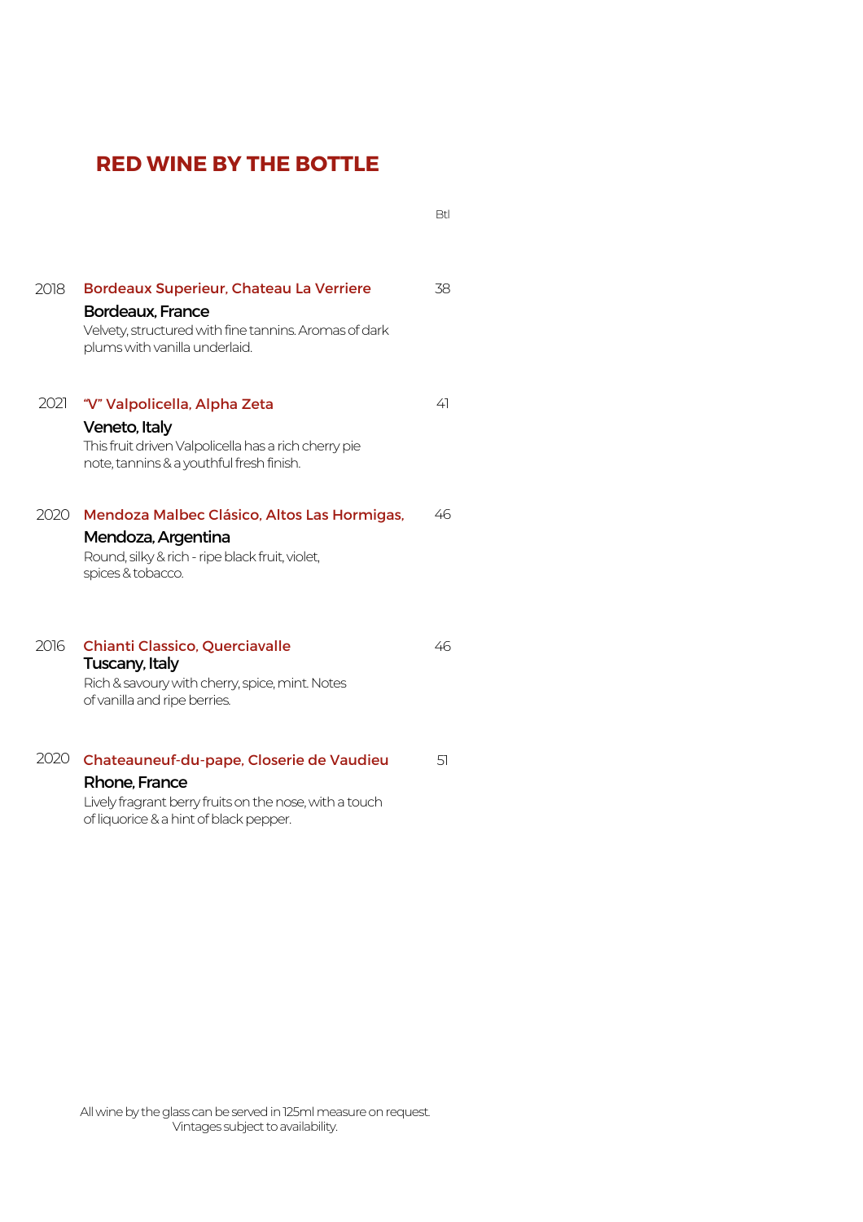# RED WINE BY THE BOTTLE

| Vintage | Wine | Btl |
|---|---|---|
| 2018 | **Bordeaux Superieur, Chateau La Verriere**<br>**Bordeaux, France**<br>Velvety, structured with fine tannins. Aromas of dark plums with vanilla underlaid. | 38 |
| 2021 | **"V" Valpolicella, Alpha Zeta**<br>**Veneto, Italy**<br>This fruit driven Valpolicella has a rich cherry pie note, tannins & a youthful fresh finish. | 41 |
| 2020 | **Mendoza Malbec Clásico, Altos Las Hormigas,**<br>**Mendoza, Argentina**<br>Round, silky & rich - ripe black fruit, violet, spices & tobacco. | 46 |
| 2016 | **Chianti Classico, Querciavalle**<br>**Tuscany, Italy**<br>Rich & savoury with cherry, spice, mint. Notes of vanilla and ripe berries. | 46 |
| 2020 | **Chateauneuf-du-pape, Closerie de Vaudieu**<br>**Rhone, France**<br>Lively fragrant berry fruits on the nose, with a touch of liquorice & a hint of black pepper. | 51 |

All wine by the glass can be served in 125ml measure on request.
Vintages subject to availability.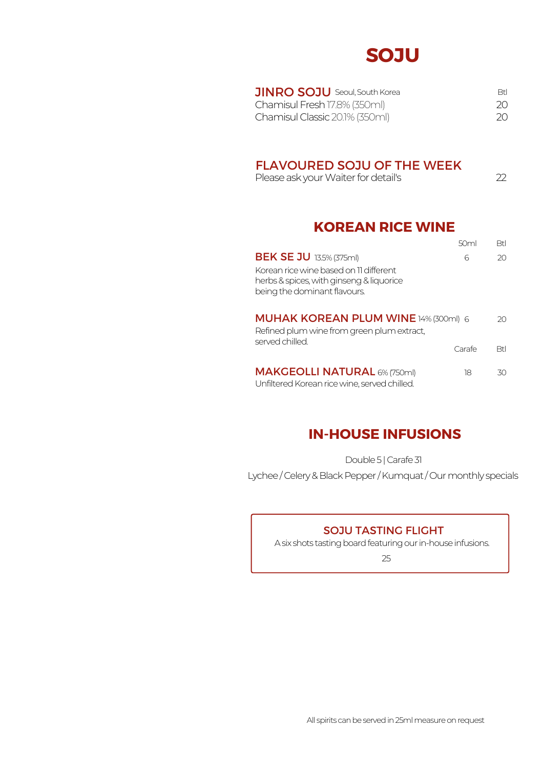# SOJU

| JINRO SOJU Seoul, South Korea | Btl |
| --- | --- |
| Chamisul Fresh 17.8% (350ml) | 20 |
| Chamisul Classic 20.1% (350ml) | 20 |

## FLAVOURED SOJU OF THE WEEK

Please ask your Waiter for detail's — 22

# KOREAN RICE WINE

| | 50ml | Btl |
| --- | --- | --- |
| **BEK SE JU** 13.5% (375ml) | 6 | 20 |
| Korean rice wine based on 11 different herbs & spices, with ginseng & liquorice being the dominant flavours. | | |
| **MUHAK KOREAN PLUM WINE** 14% (300ml) | 6 | 20 |
| Refined plum wine from green plum extract, served chilled. | | |
| | **Carafe** | **Btl** |
| **MAKGEOLLI NATURAL** 6% (750ml) | 18 | 30 |
| Unfiltered Korean rice wine, served chilled. | | |

# IN-HOUSE INFUSIONS

Double 5 | Carafe 31

Lychee / Celery & Black Pepper / Kumquat / Our monthly specials

## SOJU TASTING FLIGHT

A six shots tasting board featuring our in-house infusions.

25

All spirits can be served in 25ml measure on request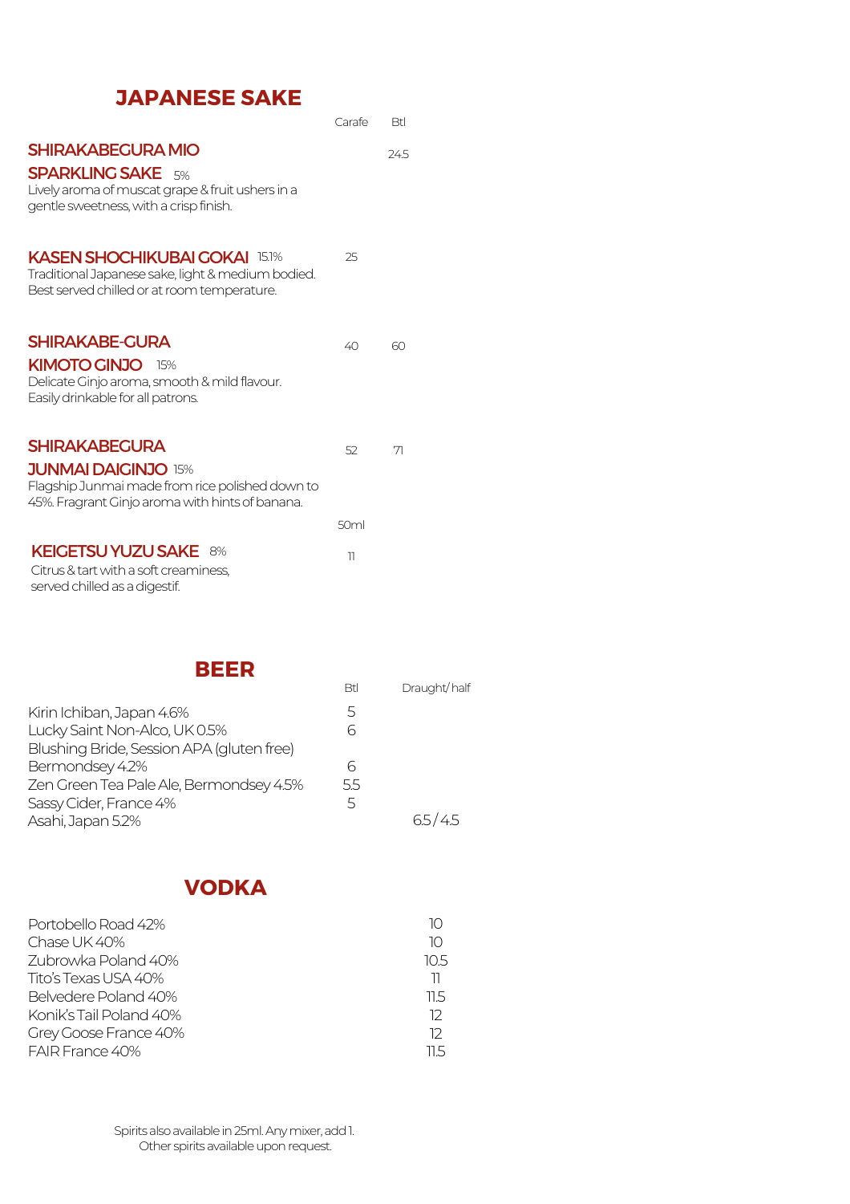## JAPANESE SAKE

| | Carafe | Btl |
|---|---|---|
| **SHIRAKABEGURA MIO SPARKLING SAKE** 5%<br>Lively aroma of muscat grape & fruit ushers in a gentle sweetness, with a crisp finish. | | 24.5 |
| **KASEN SHOCHIKUBAI GOKAI** 15.1%<br>Traditional Japanese sake, light & medium bodied. Best served chilled or at room temperature. | 25 | |
| **SHIRAKABE-GURA KIMOTO GINJO** 15%<br>Delicate Ginjo aroma, smooth & mild flavour. Easily drinkable for all patrons. | 40 | 60 |
| **SHIRAKABEGURA JUNMAI DAIGINJO** 15%<br>Flagship Junmai made from rice polished down to 45%. Fragrant Ginjo aroma with hints of banana. | 52 | 71 |
| | 50ml | |
| **KEIGETSU YUZU SAKE** 8%<br>Citrus & tart with a soft creaminess, served chilled as a digestif. | 11 | |

## BEER

| | Btl | Draught/ half |
|---|---|---|
| Kirin Ichiban, Japan 4.6% | 5 | |
| Lucky Saint Non-Alco, UK 0.5% | 6 | |
| Blushing Bride, Session APA (gluten free) Bermondsey 4.2% | 6 | |
| Zen Green Tea Pale Ale, Bermondsey 4.5% | 5.5 | |
| Sassy Cider, France 4% | 5 | |
| Asahi, Japan 5.2% | | 6.5 / 4.5 |

## VODKA

| | |
|---|---|
| Portobello Road 42% | 10 |
| Chase UK 40% | 10 |
| Zubrowka Poland 40% | 10.5 |
| Tito's Texas USA 40% | 11 |
| Belvedere Poland 40% | 11.5 |
| Konik's Tail Poland 40% | 12 |
| Grey Goose France 40% | 12 |
| FAIR France 40% | 11.5 |

Spirits also available in 25ml. Any mixer, add 1.
Other spirits available upon request.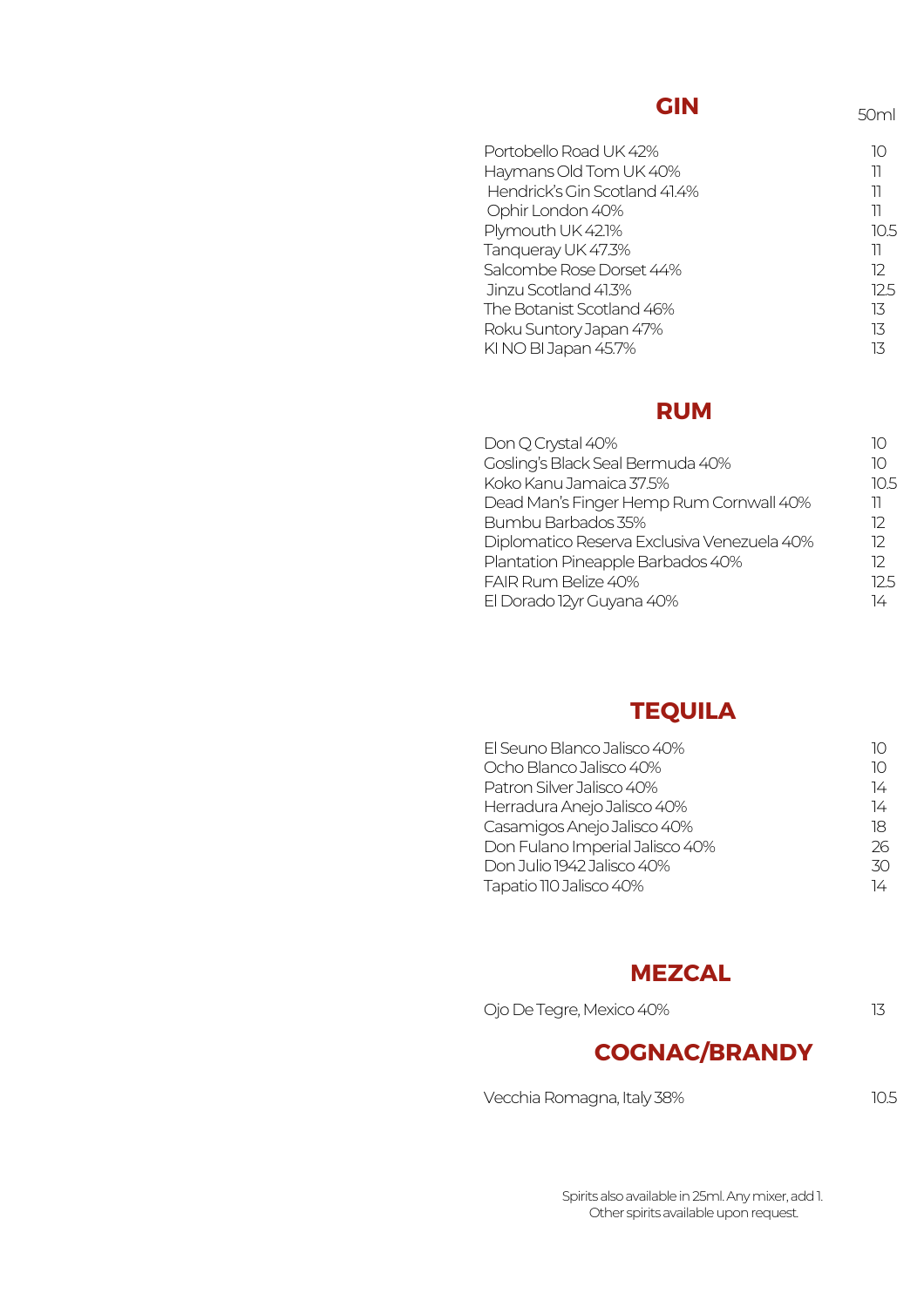## GIN

| | 50ml |
|---|---|
| Portobello Road UK 42% | 10 |
| Haymans Old Tom UK 40% | 11 |
| Hendrick's Gin Scotland 41.4% | 11 |
| Ophir London 40% | 11 |
| Plymouth UK 42.1% | 10.5 |
| Tanqueray UK 47.3% | 11 |
| Salcombe Rose Dorset 44% | 12 |
| Jinzu Scotland 41.3% | 12.5 |
| The Botanist Scotland 46% | 13 |
| Roku Suntory Japan 47% | 13 |
| KI NO BI Japan 45.7% | 13 |

## RUM

| | |
|---|---|
| Don Q Crystal 40% | 10 |
| Gosling's Black Seal Bermuda 40% | 10 |
| Koko Kanu Jamaica 37.5% | 10.5 |
| Dead Man's Finger Hemp Rum Cornwall 40% | 11 |
| Bumbu Barbados 35% | 12 |
| Diplomatico Reserva Exclusiva Venezuela 40% | 12 |
| Plantation Pineapple Barbados 40% | 12 |
| FAIR Rum Belize 40% | 12.5 |
| El Dorado 12yr Guyana 40% | 14 |

## TEQUILA

| | |
|---|---|
| El Seuno Blanco Jalisco 40% | 10 |
| Ocho Blanco Jalisco 40% | 10 |
| Patron Silver Jalisco 40% | 14 |
| Herradura Anejo Jalisco 40% | 14 |
| Casamigos Anejo Jalisco 40% | 18 |
| Don Fulano Imperial Jalisco 40% | 26 |
| Don Julio 1942 Jalisco 40% | 30 |
| Tapatio 110 Jalisco 40% | 14 |

## MEZCAL

| | |
|---|---|
| Ojo De Tegre, Mexico 40% | 13 |

## COGNAC/BRANDY

| | |
|---|---|
| Vecchia Romagna, Italy 38% | 10.5 |

Spirits also available in 25ml. Any mixer, add 1.
Other spirits available upon request.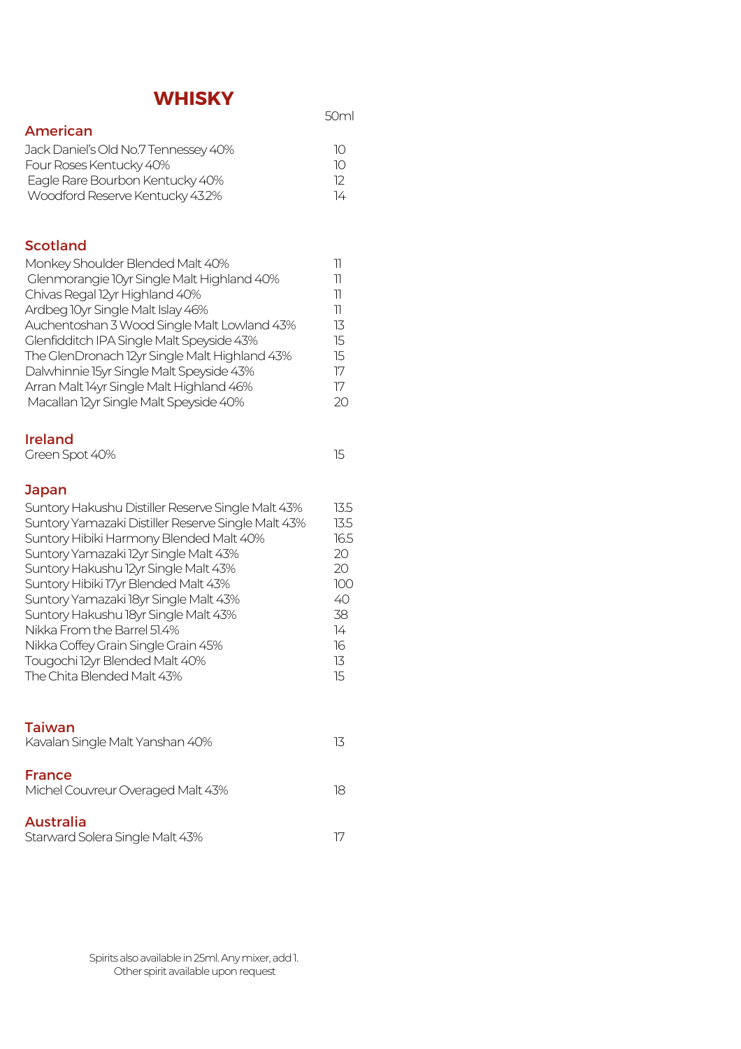# WHISKY

| | 50ml |
|---|---|
| **American** | |
| Jack Daniel's Old No.7 Tennessey 40% | 10 |
| Four Roses Kentucky 40% | 10 |
| Eagle Rare Bourbon Kentucky 40% | 12 |
| Woodford Reserve Kentucky 43.2% | 14 |
| **Scotland** | |
| Monkey Shoulder Blended Malt 40% | 11 |
| Glenmorangie 10yr Single Malt Highland 40% | 11 |
| Chivas Regal 12yr Highland 40% | 11 |
| Ardbeg 10yr Single Malt Islay 46% | 11 |
| Auchentoshan 3 Wood Single Malt Lowland 43% | 13 |
| Glenfidditch IPA Single Malt Speyside 43% | 15 |
| The GlenDronach 12yr Single Malt Highland 43% | 15 |
| Dalwhinnie 15yr Single Malt Speyside 43% | 17 |
| Arran Malt 14yr Single Malt Highland 46% | 17 |
| Macallan 12yr Single Malt Speyside 40% | 20 |
| **Ireland** | |
| Green Spot 40% | 15 |
| **Japan** | |
| Suntory Hakushu Distiller Reserve Single Malt 43% | 13.5 |
| Suntory Yamazaki Distiller Reserve Single Malt 43% | 13.5 |
| Suntory Hibiki Harmony Blended Malt 40% | 16.5 |
| Suntory Yamazaki 12yr Single Malt 43% | 20 |
| Suntory Hakushu 12yr Single Malt 43% | 20 |
| Suntory Hibiki 17yr Blended Malt 43% | 100 |
| Suntory Yamazaki 18yr Single Malt 43% | 40 |
| Suntory Hakushu 18yr Single Malt 43% | 38 |
| Nikka From the Barrel 51.4% | 14 |
| Nikka Coffey Grain Single Grain 45% | 16 |
| Tougochi 12yr Blended Malt 40% | 13 |
| The Chita Blended Malt 43% | 15 |
| **Taiwan** | |
| Kavalan Single Malt Yanshan 40% | 13 |
| **France** | |
| Michel Couvreur Overaged Malt 43% | 18 |
| **Australia** | |
| Starward Solera Single Malt 43% | 17 |

Spirits also available in 25ml. Any mixer, add 1.
Other spirit available upon request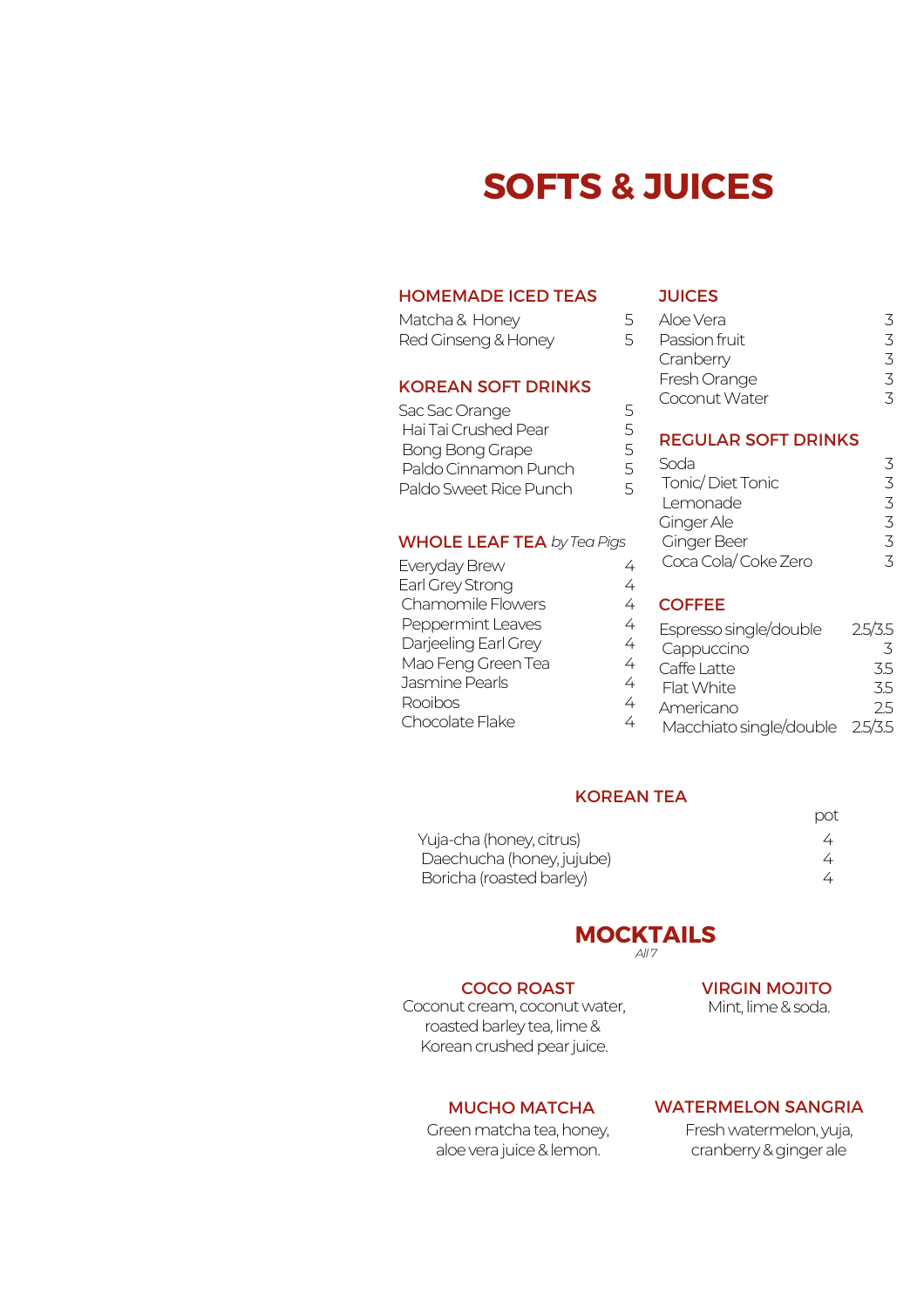# SOFTS & JUICES

## HOMEMADE ICED TEAS

| | |
|---|---|
| Matcha & Honey | 5 |
| Red Ginseng & Honey | 5 |

## KOREAN SOFT DRINKS

| | |
|---|---|
| Sac Sac Orange | 5 |
| Hai Tai Crushed Pear | 5 |
| Bong Bong Grape | 5 |
| Paldo Cinnamon Punch | 5 |
| Paldo Sweet Rice Punch | 5 |

## WHOLE LEAF TEA *by Tea Pigs*

| | |
|---|---|
| Everyday Brew | 4 |
| Earl Grey Strong | 4 |
| Chamomile Flowers | 4 |
| Peppermint Leaves | 4 |
| Darjeeling Earl Grey | 4 |
| Mao Feng Green Tea | 4 |
| Jasmine Pearls | 4 |
| Rooibos | 4 |
| Chocolate Flake | 4 |

## JUICES

| | |
|---|---|
| Aloe Vera | 3 |
| Passion fruit | 3 |
| Cranberry | 3 |
| Fresh Orange | 3 |
| Coconut Water | 3 |

## REGULAR SOFT DRINKS

| | |
|---|---|
| Soda | 3 |
| Tonic/ Diet Tonic | 3 |
| Lemonade | 3 |
| Ginger Ale | 3 |
| Ginger Beer | 3 |
| Coca Cola/ Coke Zero | 3 |

## COFFEE

| | |
|---|---|
| Espresso single/double | 2.5/3.5 |
| Cappuccino | 3 |
| Caffe Latte | 3.5 |
| Flat White | 3.5 |
| Americano | 2.5 |
| Macchiato single/double | 2.5/3.5 |

## KOREAN TEA

| | pot |
|---|---|
| Yuja-cha (honey, citrus) | 4 |
| Daechucha (honey, jujube) | 4 |
| Boricha (roasted barley) | 4 |

# MOCKTAILS

*All 7*

### COCO ROAST
Coconut cream, coconut water, roasted barley tea, lime & Korean crushed pear juice.

### VIRGIN MOJITO
Mint, lime & soda.

### MUCHO MATCHA
Green matcha tea, honey, aloe vera juice & lemon.

### WATERMELON SANGRIA
Fresh watermelon, yuja, cranberry & ginger ale